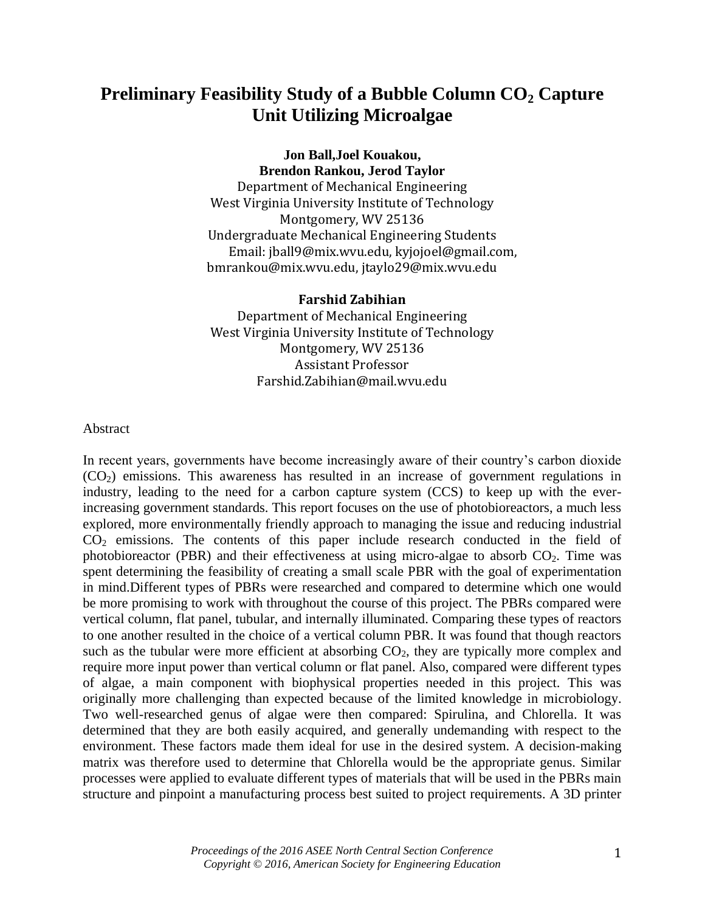# Preliminary Feasibility Study of a Bubble Column $CO_2$ Capture Unit Utilizing Microalgae

**Jon Ball,Joel Kouakou,**
**Brendon Rankou, Jerod Taylor**
Department of Mechanical Engineering
West Virginia University Institute of Technology
Montgomery, WV 25136
Undergraduate Mechanical Engineering Students
Email: jball9@mix.wvu.edu, kyjojoel@gmail.com, bmrankou@mix.wvu.edu, jtaylo29@mix.wvu.edu

**Farshid Zabihian**
Department of Mechanical Engineering
West Virginia University Institute of Technology
Montgomery, WV 25136
Assistant Professor
Farshid.Zabihian@mail.wvu.edu

Abstract

In recent years, governments have become increasingly aware of their country's carbon dioxide ($CO_2$) emissions. This awareness has resulted in an increase of government regulations in industry, leading to the need for a carbon capture system (CCS) to keep up with the ever-increasing government standards. This report focuses on the use of photobioreactors, a much less explored, more environmentally friendly approach to managing the issue and reducing industrial $CO_2$ emissions. The contents of this paper include research conducted in the field of photobioreactor (PBR) and their effectiveness at using micro-algae to absorb $CO_2$. Time was spent determining the feasibility of creating a small scale PBR with the goal of experimentation in mind.Different types of PBRs were researched and compared to determine which one would be more promising to work with throughout the course of this project. The PBRs compared were vertical column, flat panel, tubular, and internally illuminated. Comparing these types of reactors to one another resulted in the choice of a vertical column PBR. It was found that though reactors such as the tubular were more efficient at absorbing $CO_2$, they are typically more complex and require more input power than vertical column or flat panel. Also, compared were different types of algae, a main component with biophysical properties needed in this project. This was originally more challenging than expected because of the limited knowledge in microbiology. Two well-researched genus of algae were then compared: Spirulina, and Chlorella. It was determined that they are both easily acquired, and generally undemanding with respect to the environment. These factors made them ideal for use in the desired system. A decision-making matrix was therefore used to determine that Chlorella would be the appropriate genus. Similar processes were applied to evaluate different types of materials that will be used in the PBRs main structure and pinpoint a manufacturing process best suited to project requirements. A 3D printer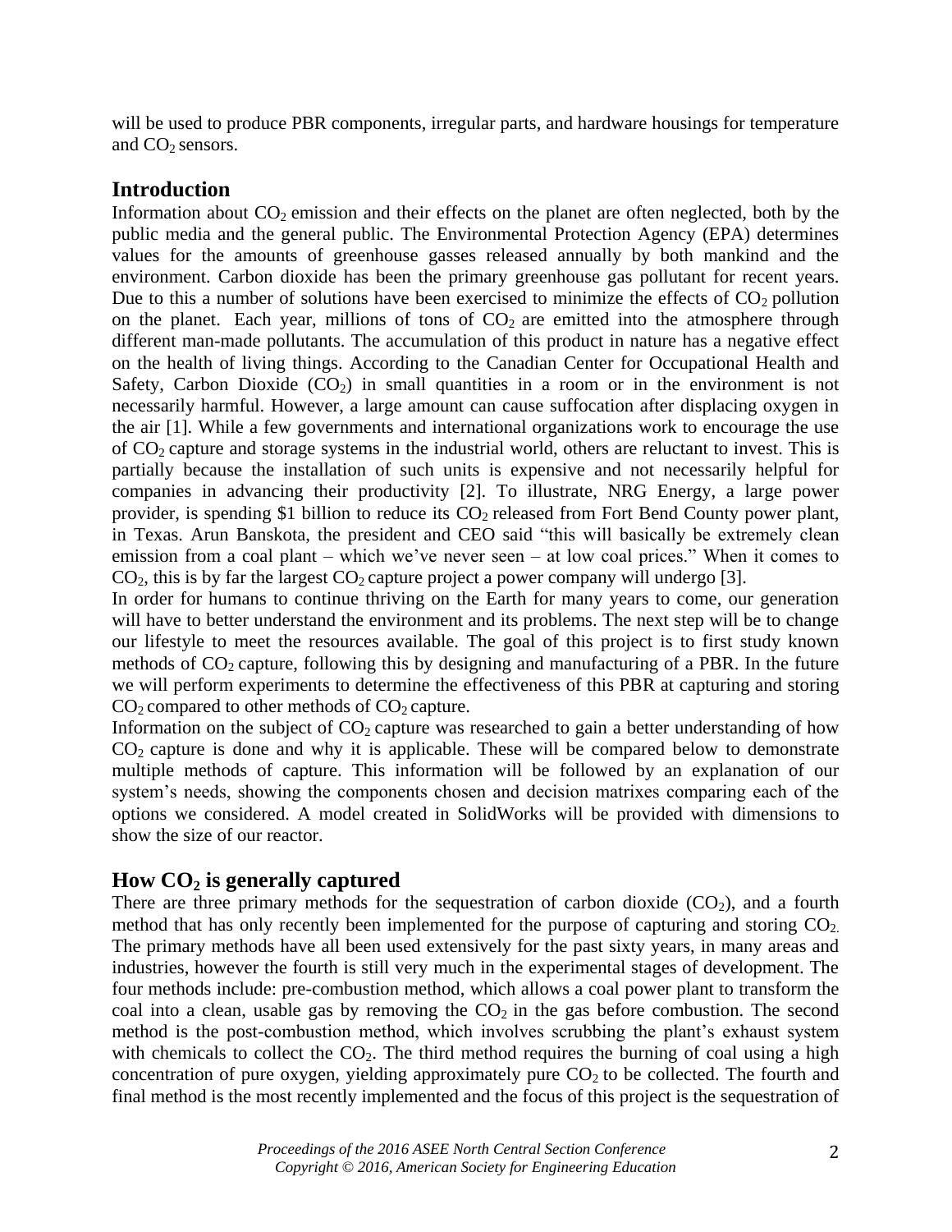will be used to produce PBR components, irregular parts, and hardware housings for temperature and $CO_2$ sensors.

## Introduction

Information about $CO_2$ emission and their effects on the planet are often neglected, both by the public media and the general public. The Environmental Protection Agency (EPA) determines values for the amounts of greenhouse gasses released annually by both mankind and the environment. Carbon dioxide has been the primary greenhouse gas pollutant for recent years. Due to this a number of solutions have been exercised to minimize the effects of $CO_2$ pollution on the planet. Each year, millions of tons of $CO_2$ are emitted into the atmosphere through different man-made pollutants. The accumulation of this product in nature has a negative effect on the health of living things. According to the Canadian Center for Occupational Health and Safety, Carbon Dioxide ($CO_2$) in small quantities in a room or in the environment is not necessarily harmful. However, a large amount can cause suffocation after displacing oxygen in the air [1]. While a few governments and international organizations work to encourage the use of $CO_2$ capture and storage systems in the industrial world, others are reluctant to invest. This is partially because the installation of such units is expensive and not necessarily helpful for companies in advancing their productivity [2]. To illustrate, NRG Energy, a large power provider, is spending \$1 billion to reduce its $CO_2$ released from Fort Bend County power plant, in Texas. Arun Banskota, the president and CEO said "this will basically be extremely clean emission from a coal plant – which we've never seen – at low coal prices." When it comes to $CO_2$, this is by far the largest $CO_2$ capture project a power company will undergo [3].

In order for humans to continue thriving on the Earth for many years to come, our generation will have to better understand the environment and its problems. The next step will be to change our lifestyle to meet the resources available. The goal of this project is to first study known methods of $CO_2$ capture, following this by designing and manufacturing of a PBR. In the future we will perform experiments to determine the effectiveness of this PBR at capturing and storing $CO_2$ compared to other methods of $CO_2$ capture.

Information on the subject of $CO_2$ capture was researched to gain a better understanding of how $CO_2$ capture is done and why it is applicable. These will be compared below to demonstrate multiple methods of capture. This information will be followed by an explanation of our system's needs, showing the components chosen and decision matrixes comparing each of the options we considered. A model created in SolidWorks will be provided with dimensions to show the size of our reactor.

## How $CO_2$ is generally captured

There are three primary methods for the sequestration of carbon dioxide ($CO_2$), and a fourth method that has only recently been implemented for the purpose of capturing and storing $CO_2$. The primary methods have all been used extensively for the past sixty years, in many areas and industries, however the fourth is still very much in the experimental stages of development. The four methods include: pre-combustion method, which allows a coal power plant to transform the coal into a clean, usable gas by removing the $CO_2$ in the gas before combustion. The second method is the post-combustion method, which involves scrubbing the plant's exhaust system with chemicals to collect the $CO_2$. The third method requires the burning of coal using a high concentration of pure oxygen, yielding approximately pure $CO_2$ to be collected. The fourth and final method is the most recently implemented and the focus of this project is the sequestration of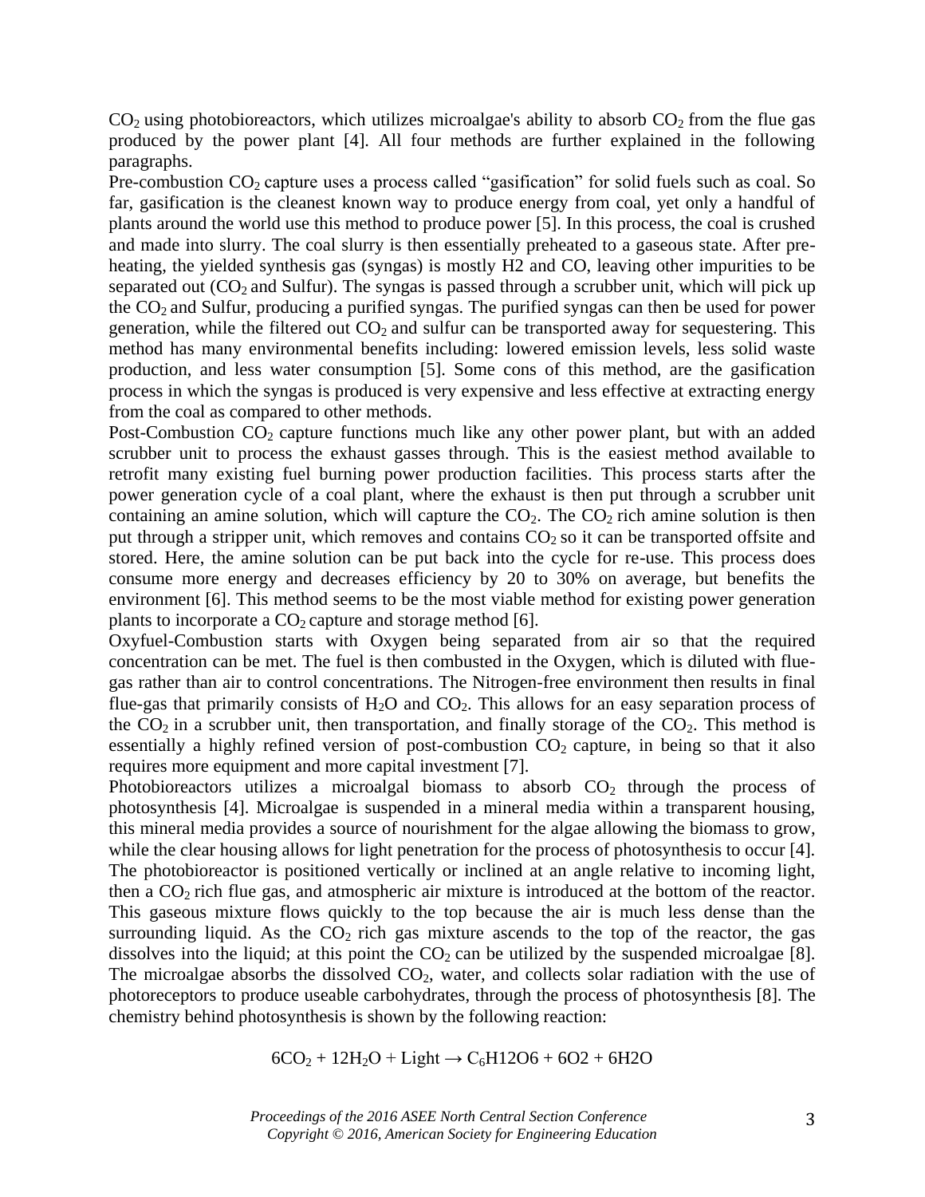$CO_2$ using photobioreactors, which utilizes microalgae's ability to absorb $CO_2$ from the flue gas produced by the power plant [4]. All four methods are further explained in the following paragraphs.

Pre-combustion $CO_2$ capture uses a process called "gasification" for solid fuels such as coal. So far, gasification is the cleanest known way to produce energy from coal, yet only a handful of plants around the world use this method to produce power [5]. In this process, the coal is crushed and made into slurry. The coal slurry is then essentially preheated to a gaseous state. After pre-heating, the yielded synthesis gas (syngas) is mostly H2 and CO, leaving other impurities to be separated out ($CO_2$ and Sulfur). The syngas is passed through a scrubber unit, which will pick up the $CO_2$ and Sulfur, producing a purified syngas. The purified syngas can then be used for power generation, while the filtered out $CO_2$ and sulfur can be transported away for sequestering. This method has many environmental benefits including: lowered emission levels, less solid waste production, and less water consumption [5]. Some cons of this method, are the gasification process in which the syngas is produced is very expensive and less effective at extracting energy from the coal as compared to other methods.

Post-Combustion $CO_2$ capture functions much like any other power plant, but with an added scrubber unit to process the exhaust gasses through. This is the easiest method available to retrofit many existing fuel burning power production facilities. This process starts after the power generation cycle of a coal plant, where the exhaust is then put through a scrubber unit containing an amine solution, which will capture the $CO_2$. The $CO_2$ rich amine solution is then put through a stripper unit, which removes and contains $CO_2$ so it can be transported offsite and stored. Here, the amine solution can be put back into the cycle for re-use. This process does consume more energy and decreases efficiency by 20 to 30% on average, but benefits the environment [6]. This method seems to be the most viable method for existing power generation plants to incorporate a $CO_2$ capture and storage method [6].

Oxyfuel-Combustion starts with Oxygen being separated from air so that the required concentration can be met. The fuel is then combusted in the Oxygen, which is diluted with flue-gas rather than air to control concentrations. The Nitrogen-free environment then results in final flue-gas that primarily consists of $H_2O$ and $CO_2$. This allows for an easy separation process of the $CO_2$ in a scrubber unit, then transportation, and finally storage of the $CO_2$. This method is essentially a highly refined version of post-combustion $CO_2$ capture, in being so that it also requires more equipment and more capital investment [7].

Photobioreactors utilizes a microalgal biomass to absorb $CO_2$ through the process of photosynthesis [4]. Microalgae is suspended in a mineral media within a transparent housing, this mineral media provides a source of nourishment for the algae allowing the biomass to grow, while the clear housing allows for light penetration for the process of photosynthesis to occur [4]. The photobioreactor is positioned vertically or inclined at an angle relative to incoming light, then a $CO_2$ rich flue gas, and atmospheric air mixture is introduced at the bottom of the reactor. This gaseous mixture flows quickly to the top because the air is much less dense than the surrounding liquid. As the $CO_2$ rich gas mixture ascends to the top of the reactor, the gas dissolves into the liquid; at this point the $CO_2$ can be utilized by the suspended microalgae [8]. The microalgae absorbs the dissolved $CO_2$, water, and collects solar radiation with the use of photoreceptors to produce useable carbohydrates, through the process of photosynthesis [8]. The chemistry behind photosynthesis is shown by the following reaction:

$$6CO_2 + 12H_2O + \text{Light} \rightarrow C_6H12O6 + 6O2 + 6H2O$$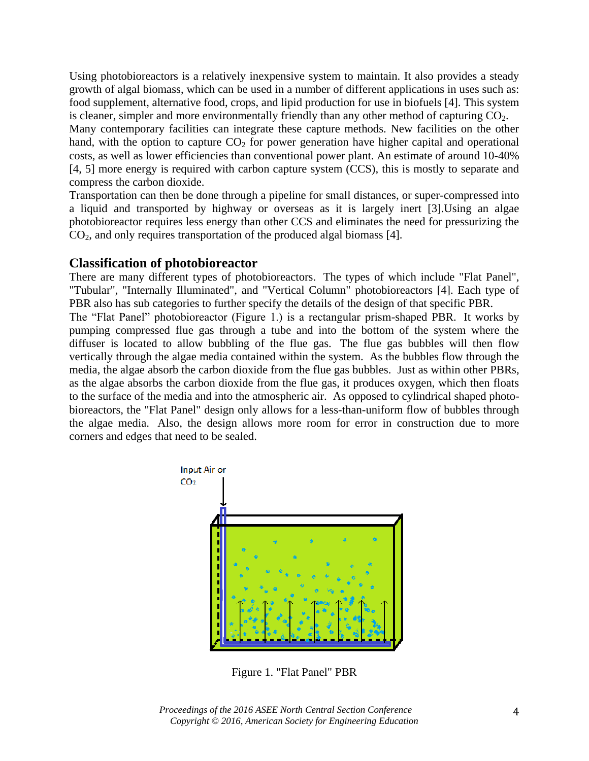Using photobioreactors is a relatively inexpensive system to maintain. It also provides a steady growth of algal biomass, which can be used in a number of different applications in uses such as: food supplement, alternative food, crops, and lipid production for use in biofuels [4]. This system is cleaner, simpler and more environmentally friendly than any other method of capturing $CO_2$.

Many contemporary facilities can integrate these capture methods. New facilities on the other hand, with the option to capture $CO_2$ for power generation have higher capital and operational costs, as well as lower efficiencies than conventional power plant. An estimate of around 10-40% [4, 5] more energy is required with carbon capture system (CCS), this is mostly to separate and compress the carbon dioxide.

Transportation can then be done through a pipeline for small distances, or super-compressed into a liquid and transported by highway or overseas as it is largely inert [3].Using an algae photobioreactor requires less energy than other CCS and eliminates the need for pressurizing the $CO_2$, and only requires transportation of the produced algal biomass [4].

## Classification of photobioreactor

There are many different types of photobioreactors. The types of which include "Flat Panel", "Tubular", "Internally Illuminated", and "Vertical Column" photobioreactors [4]. Each type of PBR also has sub categories to further specify the details of the design of that specific PBR.

The "Flat Panel" photobioreactor (Figure 1.) is a rectangular prism-shaped PBR. It works by pumping compressed flue gas through a tube and into the bottom of the system where the diffuser is located to allow bubbling of the flue gas. The flue gas bubbles will then flow vertically through the algae media contained within the system. As the bubbles flow through the media, the algae absorb the carbon dioxide from the flue gas bubbles. Just as within other PBRs, as the algae absorbs the carbon dioxide from the flue gas, it produces oxygen, which then floats to the surface of the media and into the atmospheric air. As opposed to cylindrical shaped photo-bioreactors, the "Flat Panel" design only allows for a less-than-uniform flow of bubbles through the algae media. Also, the design allows more room for error in construction due to more corners and edges that need to be sealed.

Input Air or $CO_2$

Figure 1. "Flat Panel" PBR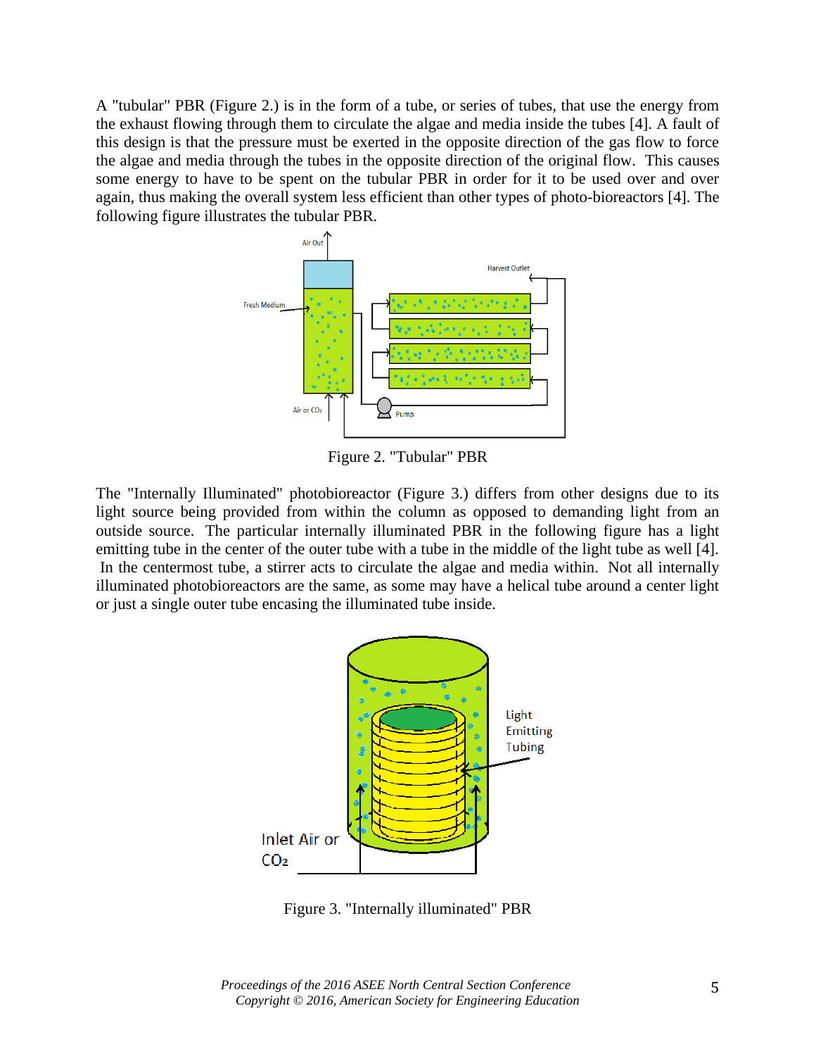A "tubular" PBR (Figure 2.) is in the form of a tube, or series of tubes, that use the energy from the exhaust flowing through them to circulate the algae and media inside the tubes [4]. A fault of this design is that the pressure must be exerted in the opposite direction of the gas flow to force the algae and media through the tubes in the opposite direction of the original flow. This causes some energy to have to be spent on the tubular PBR in order for it to be used over and over again, thus making the overall system less efficient than other types of photo-bioreactors [4]. The following figure illustrates the tubular PBR.

Figure 2. "Tubular" PBR

The "Internally Illuminated" photobioreactor (Figure 3.) differs from other designs due to its light source being provided from within the column as opposed to demanding light from an outside source. The particular internally illuminated PBR in the following figure has a light emitting tube in the center of the outer tube with a tube in the middle of the light tube as well [4]. In the centermost tube, a stirrer acts to circulate the algae and media within. Not all internally illuminated photobioreactors are the same, as some may have a helical tube around a center light or just a single outer tube encasing the illuminated tube inside.

Figure 3. "Internally illuminated" PBR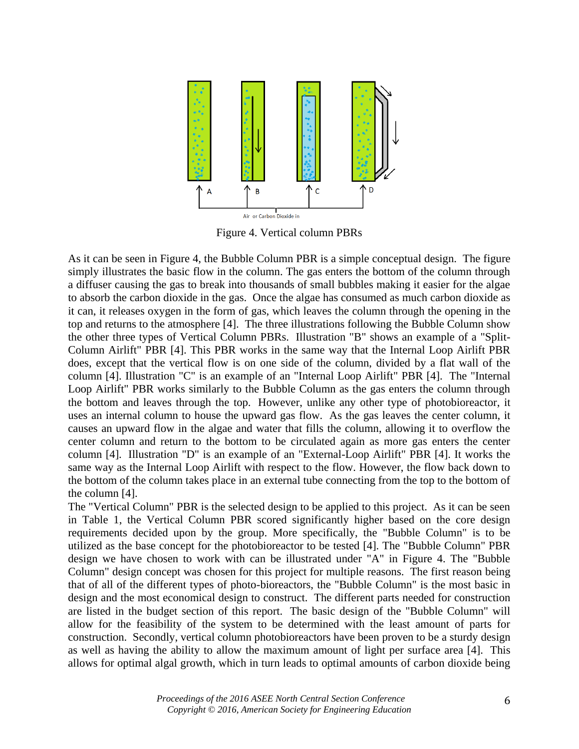Figure 4. Vertical column PBRs

As it can be seen in Figure 4, the Bubble Column PBR is a simple conceptual design. The figure simply illustrates the basic flow in the column. The gas enters the bottom of the column through a diffuser causing the gas to break into thousands of small bubbles making it easier for the algae to absorb the carbon dioxide in the gas. Once the algae has consumed as much carbon dioxide as it can, it releases oxygen in the form of gas, which leaves the column through the opening in the top and returns to the atmosphere [4]. The three illustrations following the Bubble Column show the other three types of Vertical Column PBRs. Illustration "B" shows an example of a "Split-Column Airlift" PBR [4]. This PBR works in the same way that the Internal Loop Airlift PBR does, except that the vertical flow is on one side of the column, divided by a flat wall of the column [4]. Illustration "C" is an example of an "Internal Loop Airlift" PBR [4]. The "Internal Loop Airlift" PBR works similarly to the Bubble Column as the gas enters the column through the bottom and leaves through the top. However, unlike any other type of photobioreactor, it uses an internal column to house the upward gas flow. As the gas leaves the center column, it causes an upward flow in the algae and water that fills the column, allowing it to overflow the center column and return to the bottom to be circulated again as more gas enters the center column [4]. Illustration "D" is an example of an "External-Loop Airlift" PBR [4]. It works the same way as the Internal Loop Airlift with respect to the flow. However, the flow back down to the bottom of the column takes place in an external tube connecting from the top to the bottom of the column [4].

The "Vertical Column" PBR is the selected design to be applied to this project. As it can be seen in Table 1, the Vertical Column PBR scored significantly higher based on the core design requirements decided upon by the group. More specifically, the "Bubble Column" is to be utilized as the base concept for the photobioreactor to be tested [4]. The "Bubble Column" PBR design we have chosen to work with can be illustrated under "A" in Figure 4. The "Bubble Column" design concept was chosen for this project for multiple reasons. The first reason being that of all of the different types of photo-bioreactors, the "Bubble Column" is the most basic in design and the most economical design to construct. The different parts needed for construction are listed in the budget section of this report. The basic design of the "Bubble Column" will allow for the feasibility of the system to be determined with the least amount of parts for construction. Secondly, vertical column photobioreactors have been proven to be a sturdy design as well as having the ability to allow the maximum amount of light per surface area [4]. This allows for optimal algal growth, which in turn leads to optimal amounts of carbon dioxide being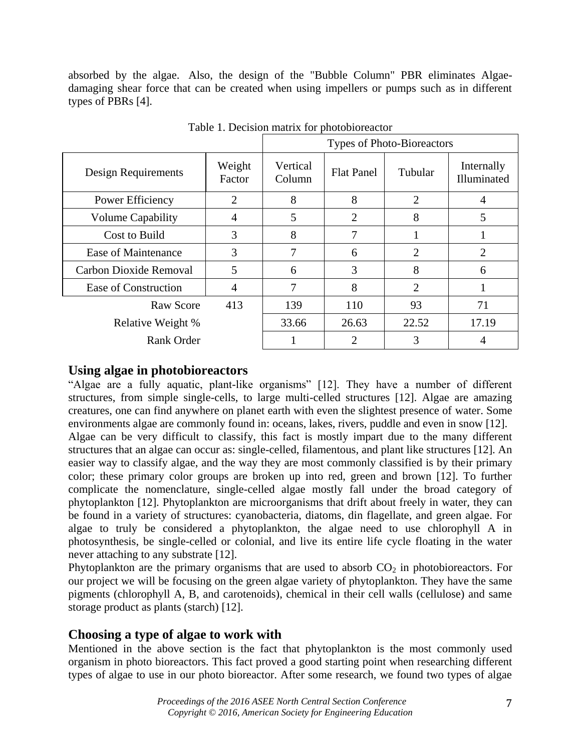absorbed by the algae. Also, the design of the "Bubble Column" PBR eliminates Algae-damaging shear force that can be created when using impellers or pumps such as in different types of PBRs [4].

Table 1. Decision matrix for photobioreactor

| | | Types of Photo-Bioreactors | | | |
|---|---|---|---|---|---|
| Design Requirements | Weight Factor | Vertical Column | Flat Panel | Tubular | Internally Illuminated |
| Power Efficiency | 2 | 8 | 8 | 2 | 4 |
| Volume Capability | 4 | 5 | 2 | 8 | 5 |
| Cost to Build | 3 | 8 | 7 | 1 | 1 |
| Ease of Maintenance | 3 | 7 | 6 | 2 | 2 |
| Carbon Dioxide Removal | 5 | 6 | 3 | 8 | 6 |
| Ease of Construction | 4 | 7 | 8 | 2 | 1 |
| Raw Score | 413 | 139 | 110 | 93 | 71 |
| Relative Weight % | | 33.66 | 26.63 | 22.52 | 17.19 |
| Rank Order | | 1 | 2 | 3 | 4 |

## Using algae in photobioreactors

"Algae are a fully aquatic, plant-like organisms" [12]. They have a number of different structures, from simple single-cells, to large multi-celled structures [12]. Algae are amazing creatures, one can find anywhere on planet earth with even the slightest presence of water. Some environments algae are commonly found in: oceans, lakes, rivers, puddle and even in snow [12].

Algae can be very difficult to classify, this fact is mostly impart due to the many different structures that an algae can occur as: single-celled, filamentous, and plant like structures [12]. An easier way to classify algae, and the way they are most commonly classified is by their primary color; these primary color groups are broken up into red, green and brown [12]. To further complicate the nomenclature, single-celled algae mostly fall under the broad category of phytoplankton [12]. Phytoplankton are microorganisms that drift about freely in water, they can be found in a variety of structures: cyanobacteria, diatoms, din flagellate, and green algae. For algae to truly be considered a phytoplankton, the algae need to use chlorophyll A in photosynthesis, be single-celled or colonial, and live its entire life cycle floating in the water never attaching to any substrate [12].

Phytoplankton are the primary organisms that are used to absorb $CO_2$ in photobioreactors. For our project we will be focusing on the green algae variety of phytoplankton. They have the same pigments (chlorophyll A, B, and carotenoids), chemical in their cell walls (cellulose) and same storage product as plants (starch) [12].

## Choosing a type of algae to work with

Mentioned in the above section is the fact that phytoplankton is the most commonly used organism in photo bioreactors. This fact proved a good starting point when researching different types of algae to use in our photo bioreactor. After some research, we found two types of algae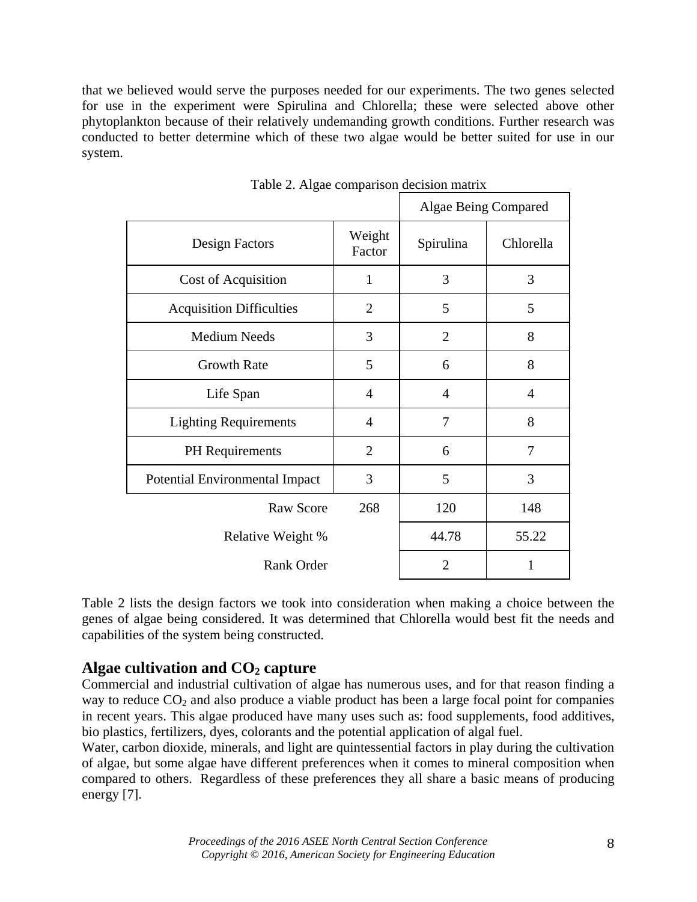that we believed would serve the purposes needed for our experiments. The two genes selected for use in the experiment were Spirulina and Chlorella; these were selected above other phytoplankton because of their relatively undemanding growth conditions. Further research was conducted to better determine which of these two algae would be better suited for use in our system.

Table 2. Algae comparison decision matrix

| | | Algae Being Compared | |
|---|---|---|---|
| Design Factors | Weight Factor | Spirulina | Chlorella |
| Cost of Acquisition | 1 | 3 | 3 |
| Acquisition Difficulties | 2 | 5 | 5 |
| Medium Needs | 3 | 2 | 8 |
| Growth Rate | 5 | 6 | 8 |
| Life Span | 4 | 4 | 4 |
| Lighting Requirements | 4 | 7 | 8 |
| PH Requirements | 2 | 6 | 7 |
| Potential Environmental Impact | 3 | 5 | 3 |
| Raw Score | 268 | 120 | 148 |
| Relative Weight % | | 44.78 | 55.22 |
| Rank Order | | 2 | 1 |

Table 2 lists the design factors we took into consideration when making a choice between the genes of algae being considered. It was determined that Chlorella would best fit the needs and capabilities of the system being constructed.

## Algae cultivation and $CO_2$ capture

Commercial and industrial cultivation of algae has numerous uses, and for that reason finding a way to reduce $CO_2$ and also produce a viable product has been a large focal point for companies in recent years. This algae produced have many uses such as: food supplements, food additives, bio plastics, fertilizers, dyes, colorants and the potential application of algal fuel.

Water, carbon dioxide, minerals, and light are quintessential factors in play during the cultivation of algae, but some algae have different preferences when it comes to mineral composition when compared to others. Regardless of these preferences they all share a basic means of producing energy [7].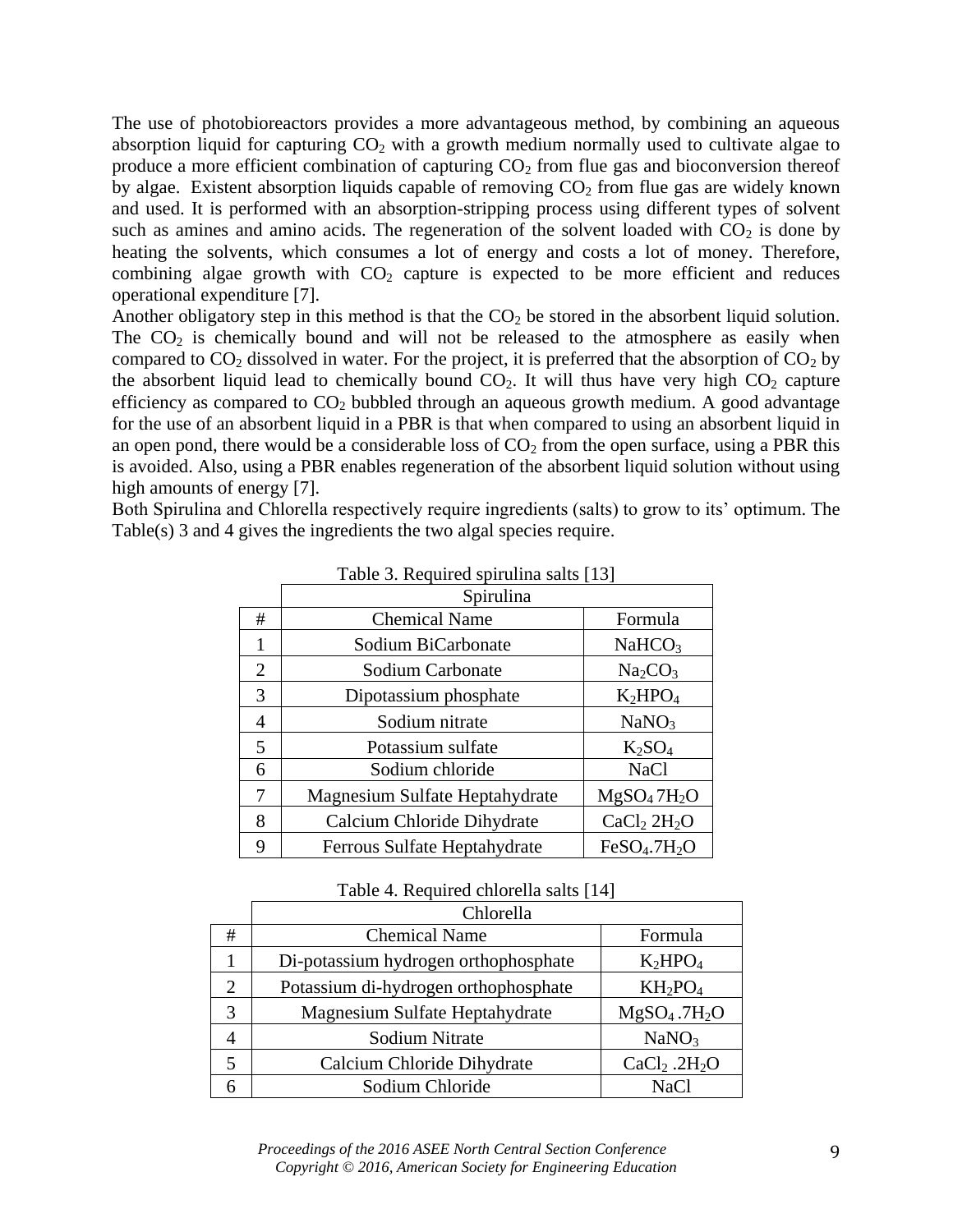The use of photobioreactors provides a more advantageous method, by combining an aqueous absorption liquid for capturing $CO_2$ with a growth medium normally used to cultivate algae to produce a more efficient combination of capturing $CO_2$ from flue gas and bioconversion thereof by algae. Existent absorption liquids capable of removing $CO_2$ from flue gas are widely known and used. It is performed with an absorption-stripping process using different types of solvent such as amines and amino acids. The regeneration of the solvent loaded with $CO_2$ is done by heating the solvents, which consumes a lot of energy and costs a lot of money. Therefore, combining algae growth with $CO_2$ capture is expected to be more efficient and reduces operational expenditure [7].

Another obligatory step in this method is that the $CO_2$ be stored in the absorbent liquid solution. The $CO_2$ is chemically bound and will not be released to the atmosphere as easily when compared to $CO_2$ dissolved in water. For the project, it is preferred that the absorption of $CO_2$ by the absorbent liquid lead to chemically bound $CO_2$. It will thus have very high $CO_2$ capture efficiency as compared to $CO_2$ bubbled through an aqueous growth medium. A good advantage for the use of an absorbent liquid in a PBR is that when compared to using an absorbent liquid in an open pond, there would be a considerable loss of $CO_2$ from the open surface, using a PBR this is avoided. Also, using a PBR enables regeneration of the absorbent liquid solution without using high amounts of energy [7].

Both Spirulina and Chlorella respectively require ingredients (salts) to grow to its' optimum. The Table(s) 3 and 4 gives the ingredients the two algal species require.

Table 3. Required spirulina salts [13]

| | Spirulina | |
|---|---|---|
| # | Chemical Name | Formula |
| 1 | Sodium BiCarbonate | $NaHCO_3$ |
| 2 | Sodium Carbonate | $Na_2CO_3$ |
| 3 | Dipotassium phosphate | $K_2HPO_4$ |
| 4 | Sodium nitrate | $NaNO_3$ |
| 5 | Potassium sulfate | $K_2SO_4$ |
| 6 | Sodium chloride | NaCl |
| 7 | Magnesium Sulfate Heptahydrate | $MgSO_4\,7H_2O$ |
| 8 | Calcium Chloride Dihydrate | $CaCl_2\,2H_2O$ |
| 9 | Ferrous Sulfate Heptahydrate | $FeSO_4.7H_2O$ |

Table 4. Required chlorella salts [14]

| | Chlorella | |
|---|---|---|
| # | Chemical Name | Formula |
| 1 | Di-potassium hydrogen orthophosphate | $K_2HPO_4$ |
| 2 | Potassium di-hydrogen orthophosphate | $KH_2PO_4$ |
| 3 | Magnesium Sulfate Heptahydrate | $MgSO_4\,.7H_2O$ |
| 4 | Sodium Nitrate | $NaNO_3$ |
| 5 | Calcium Chloride Dihydrate | $CaCl_2\,.2H_2O$ |
| 6 | Sodium Chloride | NaCl |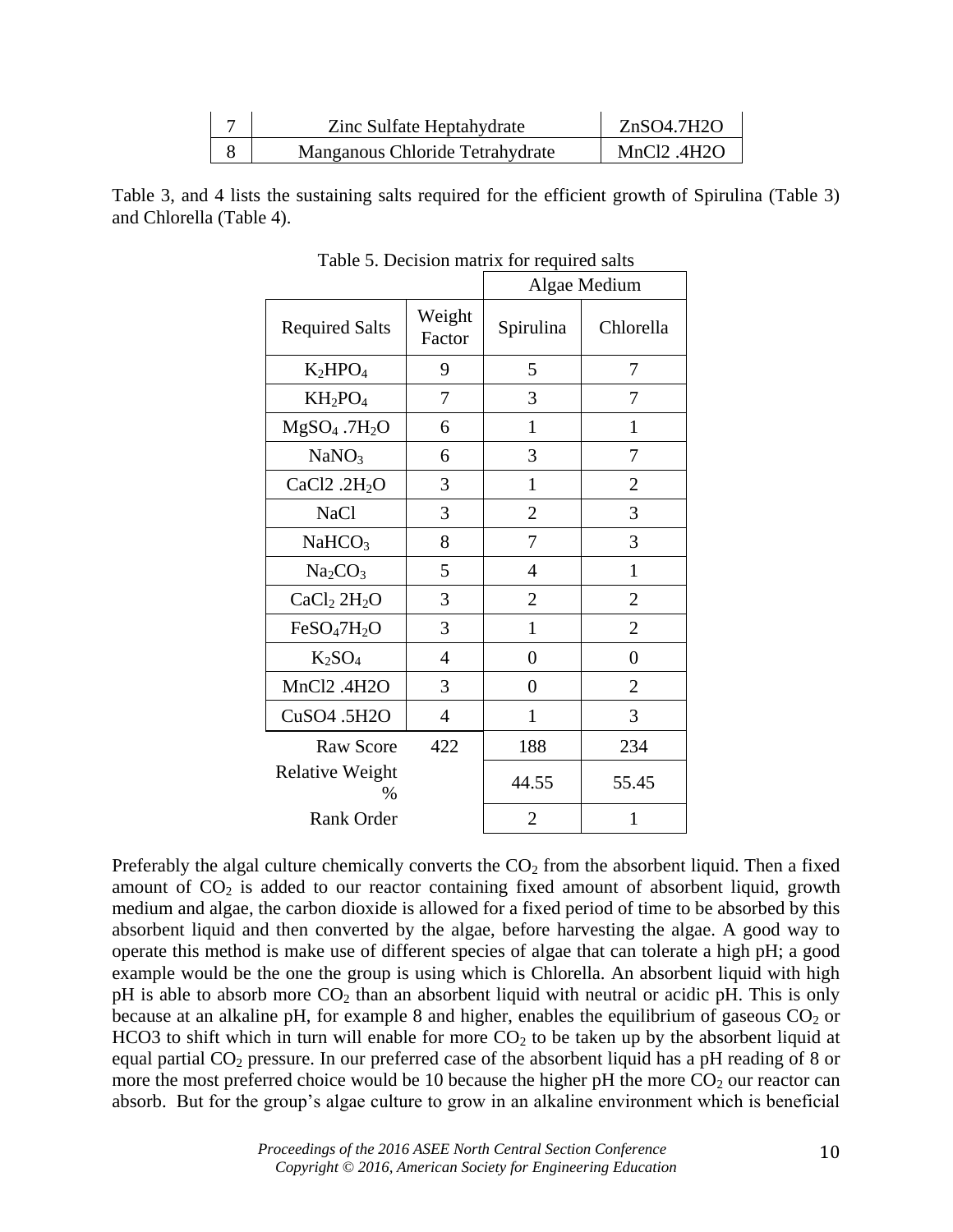| 7 | Zinc Sulfate Heptahydrate | ZnSO4.7H2O |
|---|---|---|
| 8 | Manganous Chloride Tetrahydrate | MnCl2 .4H2O |

Table 3, and 4 lists the sustaining salts required for the efficient growth of Spirulina (Table 3) and Chlorella (Table 4).

Table 5. Decision matrix for required salts

| | | Algae Medium | |
|---|---|---|---|
| Required Salts | Weight Factor | Spirulina | Chlorella |
| $K_2HPO_4$ | 9 | 5 | 7 |
| $KH_2PO_4$ | 7 | 3 | 7 |
| $MgSO_4 .7H_2O$ | 6 | 1 | 1 |
| $NaNO_3$ | 6 | 3 | 7 |
| CaCl2 $.2H_2O$ | 3 | 1 | 2 |
| NaCl | 3 | 2 | 3 |
| $NaHCO_3$ | 8 | 7 | 3 |
| $Na_2CO_3$ | 5 | 4 | 1 |
| $CaCl_2$ $2H_2O$ | 3 | 2 | 2 |
| $FeSO_47H_2O$ | 3 | 1 | 2 |
| $K_2SO_4$ | 4 | 0 | 0 |
| MnCl2 .4H2O | 3 | 0 | 2 |
| CuSO4 .5H2O | 4 | 1 | 3 |
| Raw Score | 422 | 188 | 234 |
| Relative Weight % | | 44.55 | 55.45 |
| Rank Order | | 2 | 1 |

Preferably the algal culture chemically converts the $CO_2$ from the absorbent liquid. Then a fixed amount of $CO_2$ is added to our reactor containing fixed amount of absorbent liquid, growth medium and algae, the carbon dioxide is allowed for a fixed period of time to be absorbed by this absorbent liquid and then converted by the algae, before harvesting the algae. A good way to operate this method is make use of different species of algae that can tolerate a high pH; a good example would be the one the group is using which is Chlorella. An absorbent liquid with high pH is able to absorb more $CO_2$ than an absorbent liquid with neutral or acidic pH. This is only because at an alkaline pH, for example 8 and higher, enables the equilibrium of gaseous $CO_2$ or HCO3 to shift which in turn will enable for more $CO_2$ to be taken up by the absorbent liquid at equal partial $CO_2$ pressure. In our preferred case of the absorbent liquid has a pH reading of 8 or more the most preferred choice would be 10 because the higher pH the more $CO_2$ our reactor can absorb. But for the group's algae culture to grow in an alkaline environment which is beneficial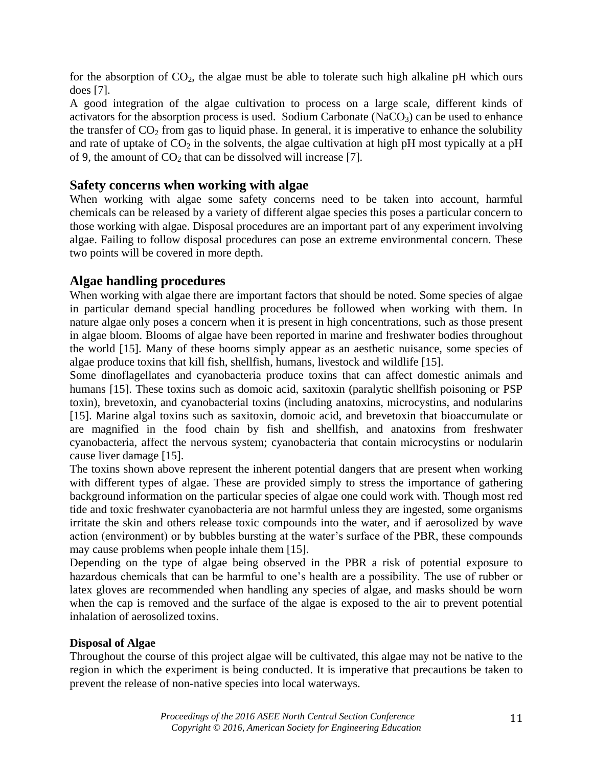for the absorption of $CO_2$, the algae must be able to tolerate such high alkaline pH which ours does [7].

A good integration of the algae cultivation to process on a large scale, different kinds of activators for the absorption process is used. Sodium Carbonate ($NaCO_3$) can be used to enhance the transfer of $CO_2$ from gas to liquid phase. In general, it is imperative to enhance the solubility and rate of uptake of $CO_2$ in the solvents, the algae cultivation at high pH most typically at a pH of 9, the amount of $CO_2$ that can be dissolved will increase [7].

## Safety concerns when working with algae

When working with algae some safety concerns need to be taken into account, harmful chemicals can be released by a variety of different algae species this poses a particular concern to those working with algae. Disposal procedures are an important part of any experiment involving algae. Failing to follow disposal procedures can pose an extreme environmental concern. These two points will be covered in more depth.

## Algae handling procedures

When working with algae there are important factors that should be noted. Some species of algae in particular demand special handling procedures be followed when working with them. In nature algae only poses a concern when it is present in high concentrations, such as those present in algae bloom. Blooms of algae have been reported in marine and freshwater bodies throughout the world [15]. Many of these booms simply appear as an aesthetic nuisance, some species of algae produce toxins that kill fish, shellfish, humans, livestock and wildlife [15].

Some dinoflagellates and cyanobacteria produce toxins that can affect domestic animals and humans [15]. These toxins such as domoic acid, saxitoxin (paralytic shellfish poisoning or PSP toxin), brevetoxin, and cyanobacterial toxins (including anatoxins, microcystins, and nodularins [15]. Marine algal toxins such as saxitoxin, domoic acid, and brevetoxin that bioaccumulate or are magnified in the food chain by fish and shellfish, and anatoxins from freshwater cyanobacteria, affect the nervous system; cyanobacteria that contain microcystins or nodularin cause liver damage [15].

The toxins shown above represent the inherent potential dangers that are present when working with different types of algae. These are provided simply to stress the importance of gathering background information on the particular species of algae one could work with. Though most red tide and toxic freshwater cyanobacteria are not harmful unless they are ingested, some organisms irritate the skin and others release toxic compounds into the water, and if aerosolized by wave action (environment) or by bubbles bursting at the water's surface of the PBR, these compounds may cause problems when people inhale them [15].

Depending on the type of algae being observed in the PBR a risk of potential exposure to hazardous chemicals that can be harmful to one's health are a possibility. The use of rubber or latex gloves are recommended when handling any species of algae, and masks should be worn when the cap is removed and the surface of the algae is exposed to the air to prevent potential inhalation of aerosolized toxins.

### Disposal of Algae

Throughout the course of this project algae will be cultivated, this algae may not be native to the region in which the experiment is being conducted. It is imperative that precautions be taken to prevent the release of non-native species into local waterways.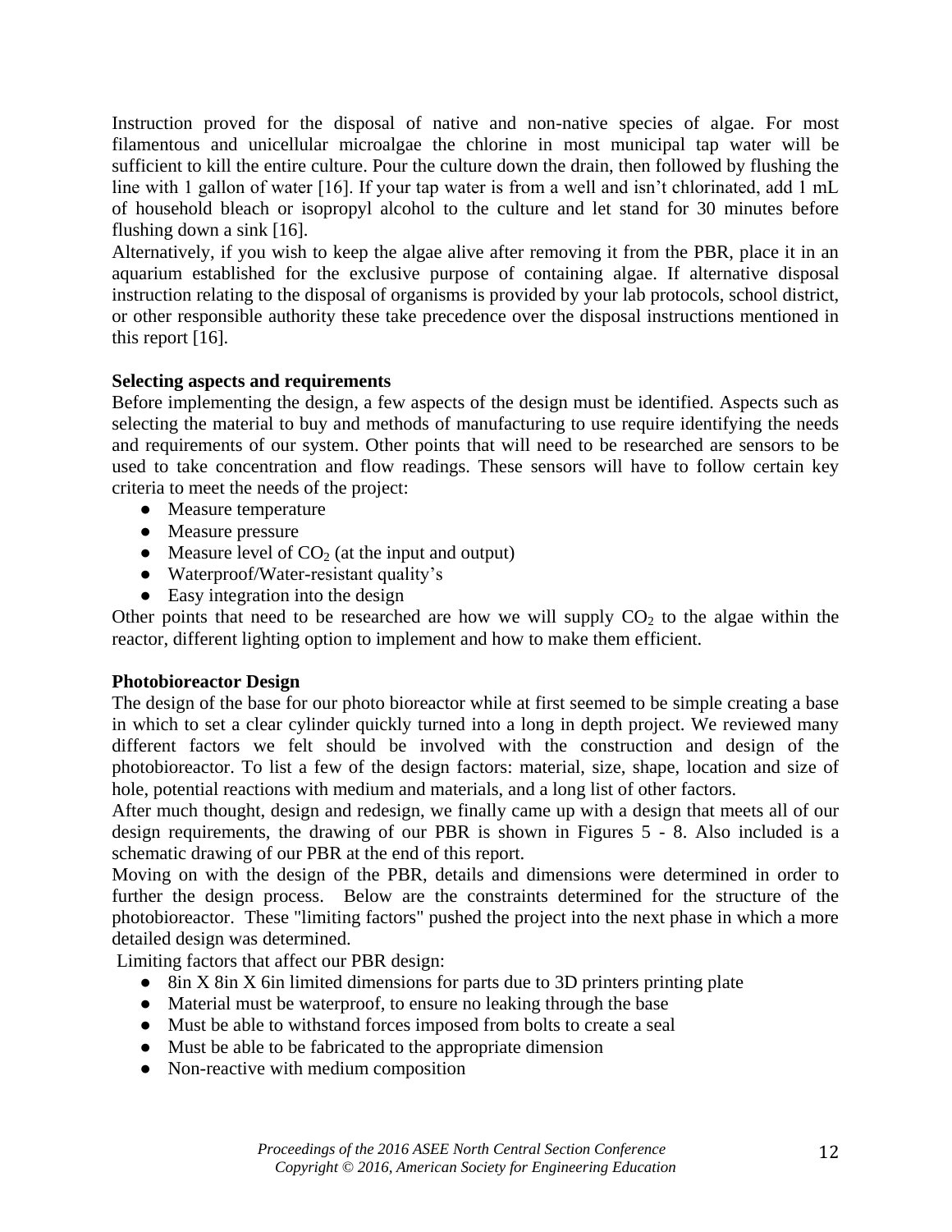Instruction proved for the disposal of native and non-native species of algae. For most filamentous and unicellular microalgae the chlorine in most municipal tap water will be sufficient to kill the entire culture. Pour the culture down the drain, then followed by flushing the line with 1 gallon of water [16]. If your tap water is from a well and isn't chlorinated, add 1 mL of household bleach or isopropyl alcohol to the culture and let stand for 30 minutes before flushing down a sink [16].

Alternatively, if you wish to keep the algae alive after removing it from the PBR, place it in an aquarium established for the exclusive purpose of containing algae. If alternative disposal instruction relating to the disposal of organisms is provided by your lab protocols, school district, or other responsible authority these take precedence over the disposal instructions mentioned in this report [16].

**Selecting aspects and requirements**

Before implementing the design, a few aspects of the design must be identified. Aspects such as selecting the material to buy and methods of manufacturing to use require identifying the needs and requirements of our system. Other points that will need to be researched are sensors to be used to take concentration and flow readings. These sensors will have to follow certain key criteria to meet the needs of the project:

- Measure temperature
- Measure pressure
- Measure level of $CO_2$ (at the input and output)
- Waterproof/Water-resistant quality's
- Easy integration into the design

Other points that need to be researched are how we will supply $CO_2$ to the algae within the reactor, different lighting option to implement and how to make them efficient.

**Photobioreactor Design**

The design of the base for our photo bioreactor while at first seemed to be simple creating a base in which to set a clear cylinder quickly turned into a long in depth project. We reviewed many different factors we felt should be involved with the construction and design of the photobioreactor. To list a few of the design factors: material, size, shape, location and size of hole, potential reactions with medium and materials, and a long list of other factors.

After much thought, design and redesign, we finally came up with a design that meets all of our design requirements, the drawing of our PBR is shown in Figures 5 - 8. Also included is a schematic drawing of our PBR at the end of this report.

Moving on with the design of the PBR, details and dimensions were determined in order to further the design process. Below are the constraints determined for the structure of the photobioreactor. These "limiting factors" pushed the project into the next phase in which a more detailed design was determined.

Limiting factors that affect our PBR design:

- 8in X 8in X 6in limited dimensions for parts due to 3D printers printing plate
- Material must be waterproof, to ensure no leaking through the base
- Must be able to withstand forces imposed from bolts to create a seal
- Must be able to be fabricated to the appropriate dimension
- Non-reactive with medium composition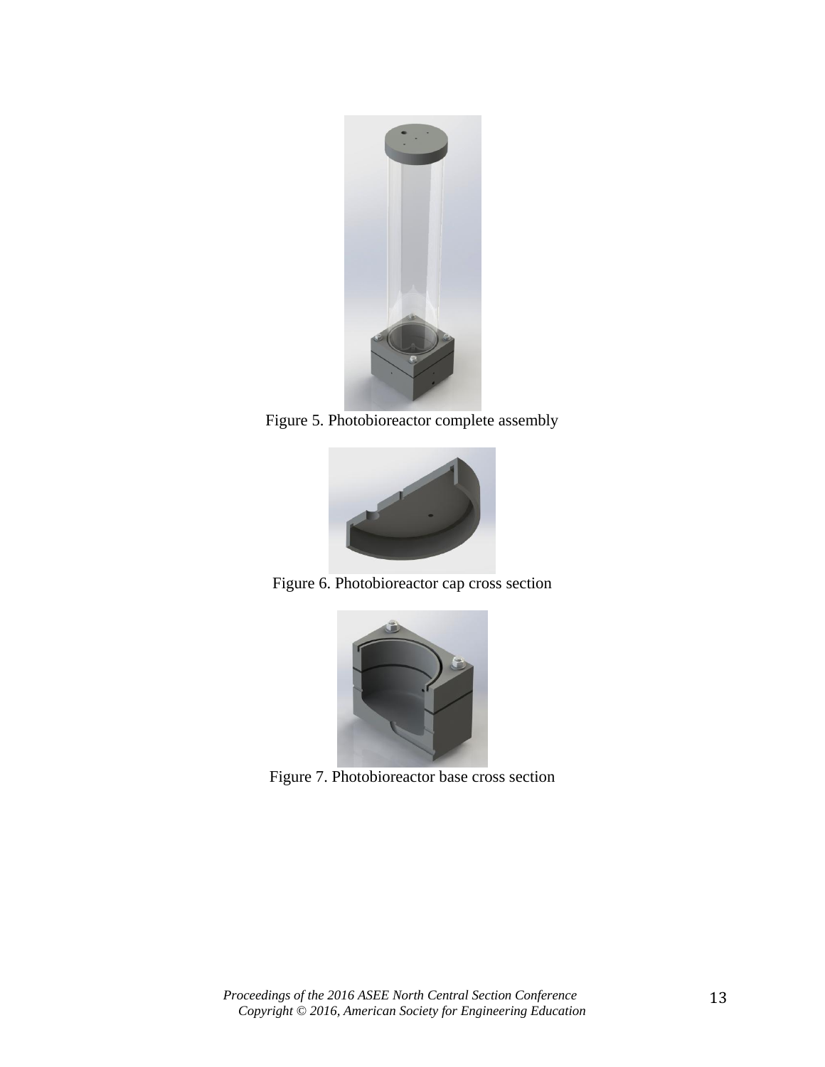Figure 5. Photobioreactor complete assembly

Figure 6. Photobioreactor cap cross section

Figure 7. Photobioreactor base cross section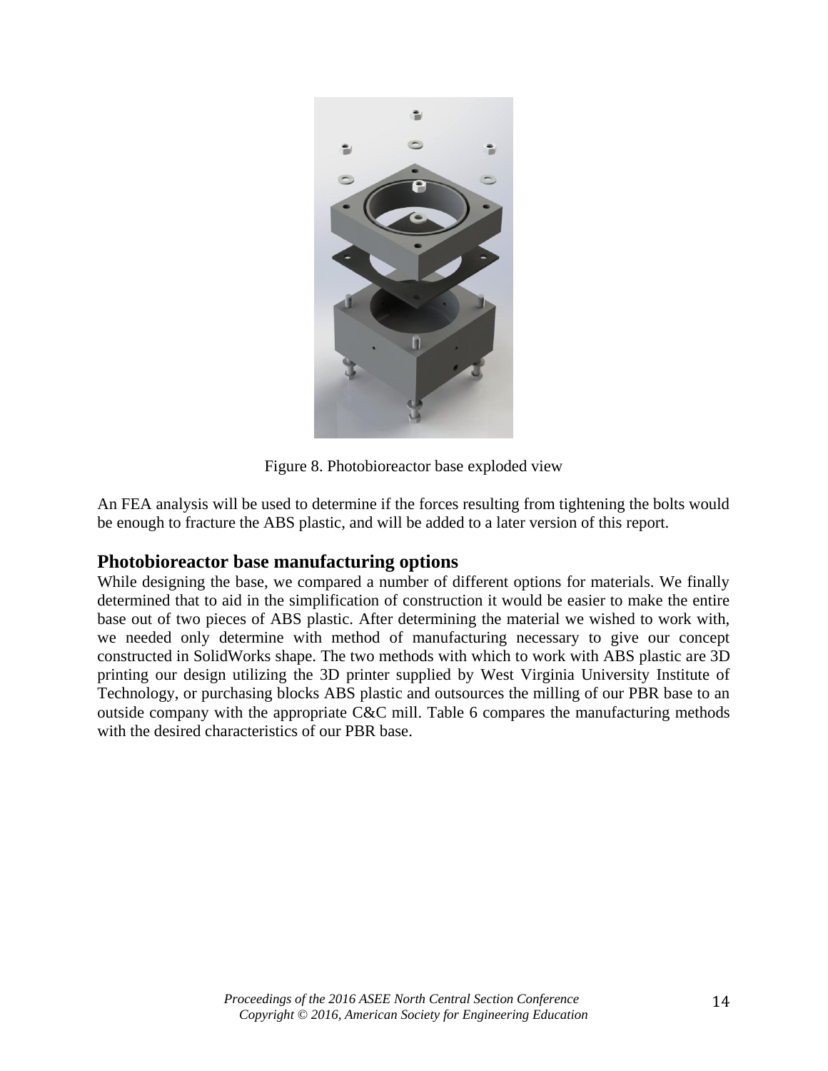Figure 8. Photobioreactor base exploded view

An FEA analysis will be used to determine if the forces resulting from tightening the bolts would be enough to fracture the ABS plastic, and will be added to a later version of this report.

## Photobioreactor base manufacturing options

While designing the base, we compared a number of different options for materials. We finally determined that to aid in the simplification of construction it would be easier to make the entire base out of two pieces of ABS plastic. After determining the material we wished to work with, we needed only determine with method of manufacturing necessary to give our concept constructed in SolidWorks shape. The two methods with which to work with ABS plastic are 3D printing our design utilizing the 3D printer supplied by West Virginia University Institute of Technology, or purchasing blocks ABS plastic and outsources the milling of our PBR base to an outside company with the appropriate C&C mill. Table 6 compares the manufacturing methods with the desired characteristics of our PBR base.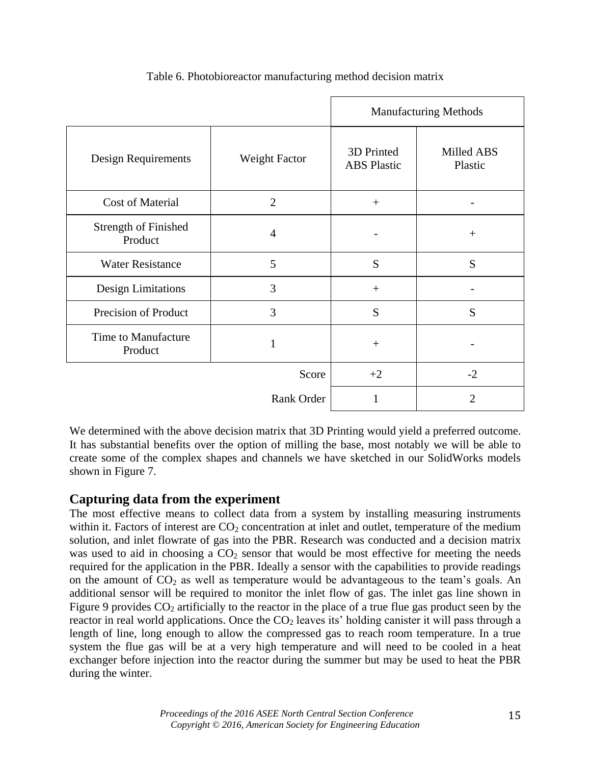Table 6. Photobioreactor manufacturing method decision matrix

| | | Manufacturing Methods | |
|---|---|---|---|
| Design Requirements | Weight Factor | 3D Printed ABS Plastic | Milled ABS Plastic |
| Cost of Material | 2 | + | - |
| Strength of Finished Product | 4 | - | + |
| Water Resistance | 5 | S | S |
| Design Limitations | 3 | + | - |
| Precision of Product | 3 | S | S |
| Time to Manufacture Product | 1 | + | - |
| | Score | +2 | -2 |
| | Rank Order | 1 | 2 |

We determined with the above decision matrix that 3D Printing would yield a preferred outcome. It has substantial benefits over the option of milling the base, most notably we will be able to create some of the complex shapes and channels we have sketched in our SolidWorks models shown in Figure 7.

## Capturing data from the experiment

The most effective means to collect data from a system by installing measuring instruments within it. Factors of interest are $CO_2$ concentration at inlet and outlet, temperature of the medium solution, and inlet flowrate of gas into the PBR. Research was conducted and a decision matrix was used to aid in choosing a $CO_2$ sensor that would be most effective for meeting the needs required for the application in the PBR. Ideally a sensor with the capabilities to provide readings on the amount of $CO_2$ as well as temperature would be advantageous to the team's goals. An additional sensor will be required to monitor the inlet flow of gas. The inlet gas line shown in Figure 9 provides $CO_2$ artificially to the reactor in the place of a true flue gas product seen by the reactor in real world applications. Once the $CO_2$ leaves its' holding canister it will pass through a length of line, long enough to allow the compressed gas to reach room temperature. In a true system the flue gas will be at a very high temperature and will need to be cooled in a heat exchanger before injection into the reactor during the summer but may be used to heat the PBR during the winter.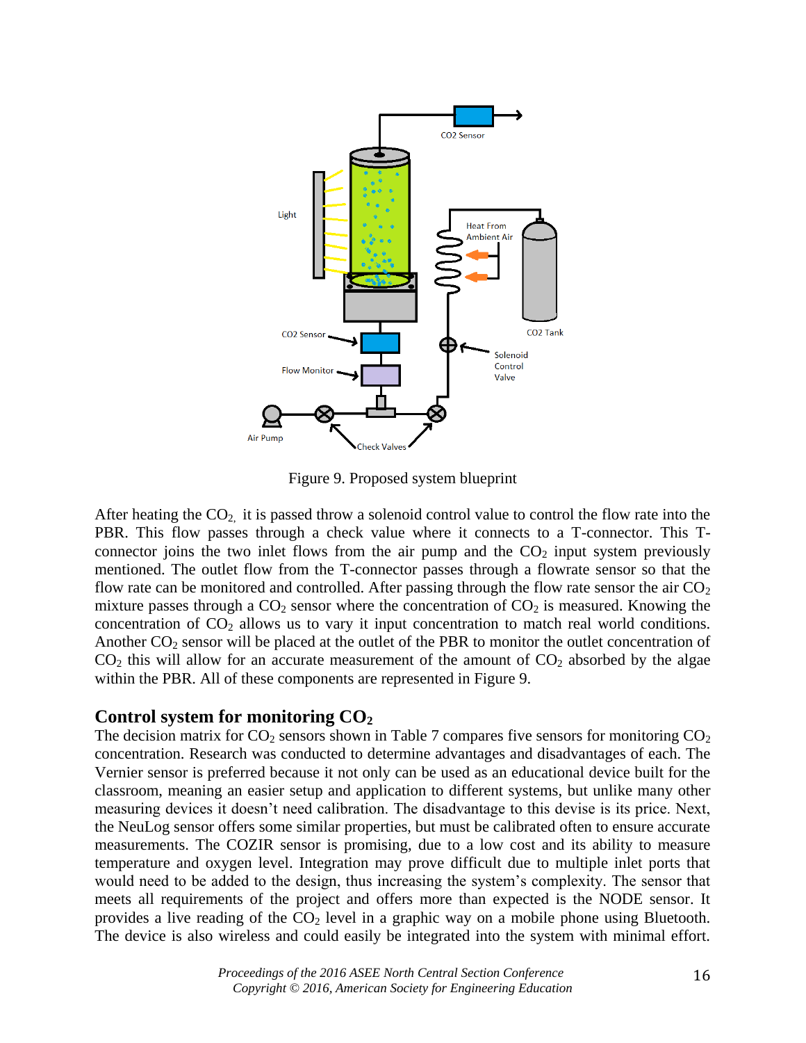Figure 9. Proposed system blueprint

After heating the $CO_2$, it is passed throw a solenoid control value to control the flow rate into the PBR. This flow passes through a check value where it connects to a T-connector. This T-connector joins the two inlet flows from the air pump and the $CO_2$ input system previously mentioned. The outlet flow from the T-connector passes through a flowrate sensor so that the flow rate can be monitored and controlled. After passing through the flow rate sensor the air $CO_2$ mixture passes through a $CO_2$ sensor where the concentration of $CO_2$ is measured. Knowing the concentration of $CO_2$ allows us to vary it input concentration to match real world conditions. Another $CO_2$ sensor will be placed at the outlet of the PBR to monitor the outlet concentration of $CO_2$ this will allow for an accurate measurement of the amount of $CO_2$ absorbed by the algae within the PBR. All of these components are represented in Figure 9.

## Control system for monitoring $CO_2$

The decision matrix for $CO_2$ sensors shown in Table 7 compares five sensors for monitoring $CO_2$ concentration. Research was conducted to determine advantages and disadvantages of each. The Vernier sensor is preferred because it not only can be used as an educational device built for the classroom, meaning an easier setup and application to different systems, but unlike many other measuring devices it doesn't need calibration. The disadvantage to this devise is its price. Next, the NeuLog sensor offers some similar properties, but must be calibrated often to ensure accurate measurements. The COZIR sensor is promising, due to a low cost and its ability to measure temperature and oxygen level. Integration may prove difficult due to multiple inlet ports that would need to be added to the design, thus increasing the system's complexity. The sensor that meets all requirements of the project and offers more than expected is the NODE sensor. It provides a live reading of the $CO_2$ level in a graphic way on a mobile phone using Bluetooth. The device is also wireless and could easily be integrated into the system with minimal effort.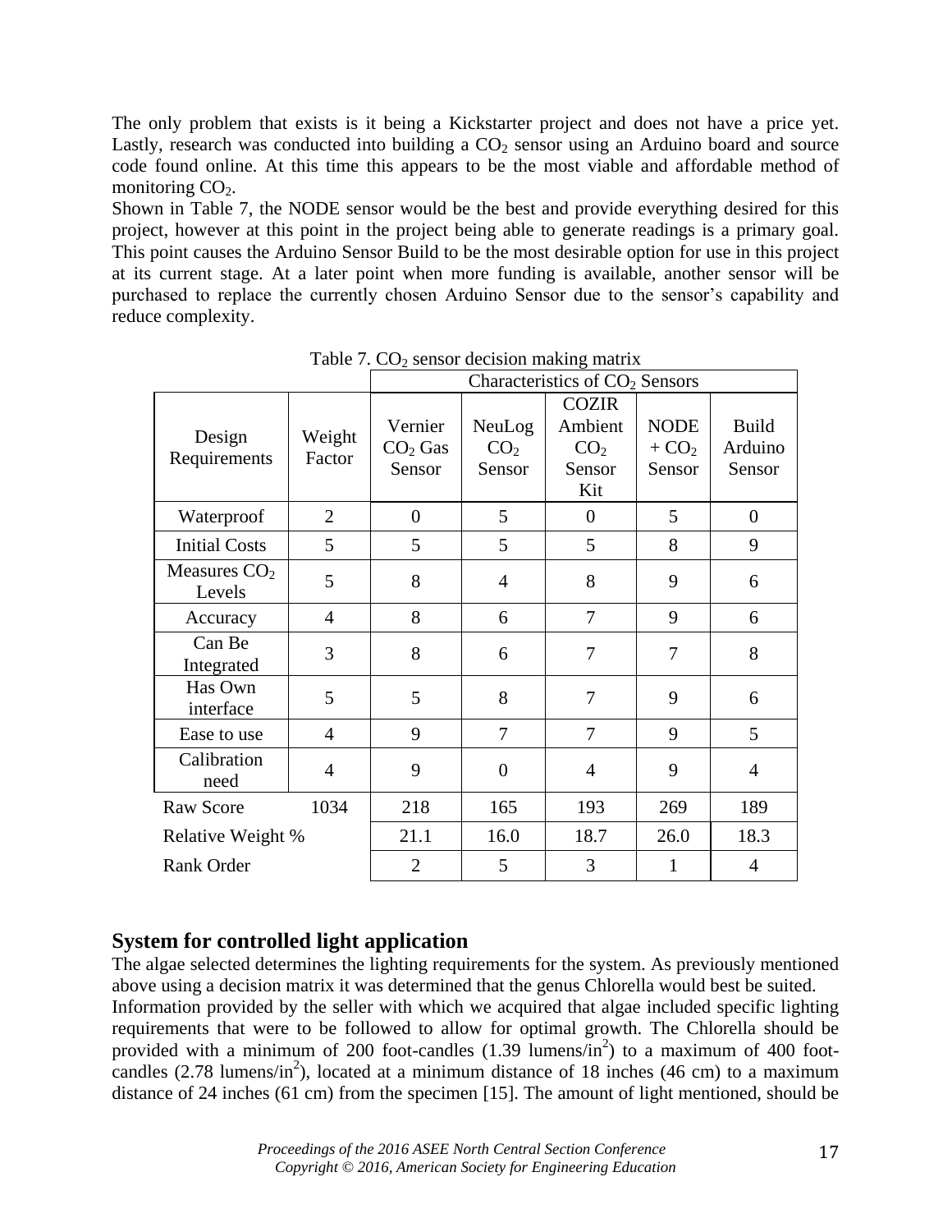The only problem that exists is it being a Kickstarter project and does not have a price yet. Lastly, research was conducted into building a $CO_2$ sensor using an Arduino board and source code found online. At this time this appears to be the most viable and affordable method of monitoring $CO_2$.

Shown in Table 7, the NODE sensor would be the best and provide everything desired for this project, however at this point in the project being able to generate readings is a primary goal. This point causes the Arduino Sensor Build to be the most desirable option for use in this project at its current stage. At a later point when more funding is available, another sensor will be purchased to replace the currently chosen Arduino Sensor due to the sensor's capability and reduce complexity.

Table 7. $CO_2$ sensor decision making matrix

| | | Characteristics of $CO_2$ Sensors | | | | |
|---|---|---|---|---|---|---|
| Design Requirements | Weight Factor | Vernier $CO_2$ Gas Sensor | NeuLog $CO_2$ Sensor | COZIR Ambient $CO_2$ Sensor Kit | NODE + $CO_2$ Sensor | Build Arduino Sensor |
| Waterproof | 2 | 0 | 5 | 0 | 5 | 0 |
| Initial Costs | 5 | 5 | 5 | 5 | 8 | 9 |
| Measures $CO_2$ Levels | 5 | 8 | 4 | 8 | 9 | 6 |
| Accuracy | 4 | 8 | 6 | 7 | 9 | 6 |
| Can Be Integrated | 3 | 8 | 6 | 7 | 7 | 8 |
| Has Own interface | 5 | 5 | 8 | 7 | 9 | 6 |
| Ease to use | 4 | 9 | 7 | 7 | 9 | 5 |
| Calibration need | 4 | 9 | 0 | 4 | 9 | 4 |
| Raw Score | 1034 | 218 | 165 | 193 | 269 | 189 |
| Relative Weight % | | 21.1 | 16.0 | 18.7 | 26.0 | 18.3 |
| Rank Order | | 2 | 5 | 3 | 1 | 4 |

## System for controlled light application

The algae selected determines the lighting requirements for the system. As previously mentioned above using a decision matrix it was determined that the genus Chlorella would best be suited.

Information provided by the seller with which we acquired that algae included specific lighting requirements that were to be followed to allow for optimal growth. The Chlorella should be provided with a minimum of 200 foot-candles (1.39 lumens/$in^2$) to a maximum of 400 foot-candles (2.78 lumens/$in^2$), located at a minimum distance of 18 inches (46 cm) to a maximum distance of 24 inches (61 cm) from the specimen [15]. The amount of light mentioned, should be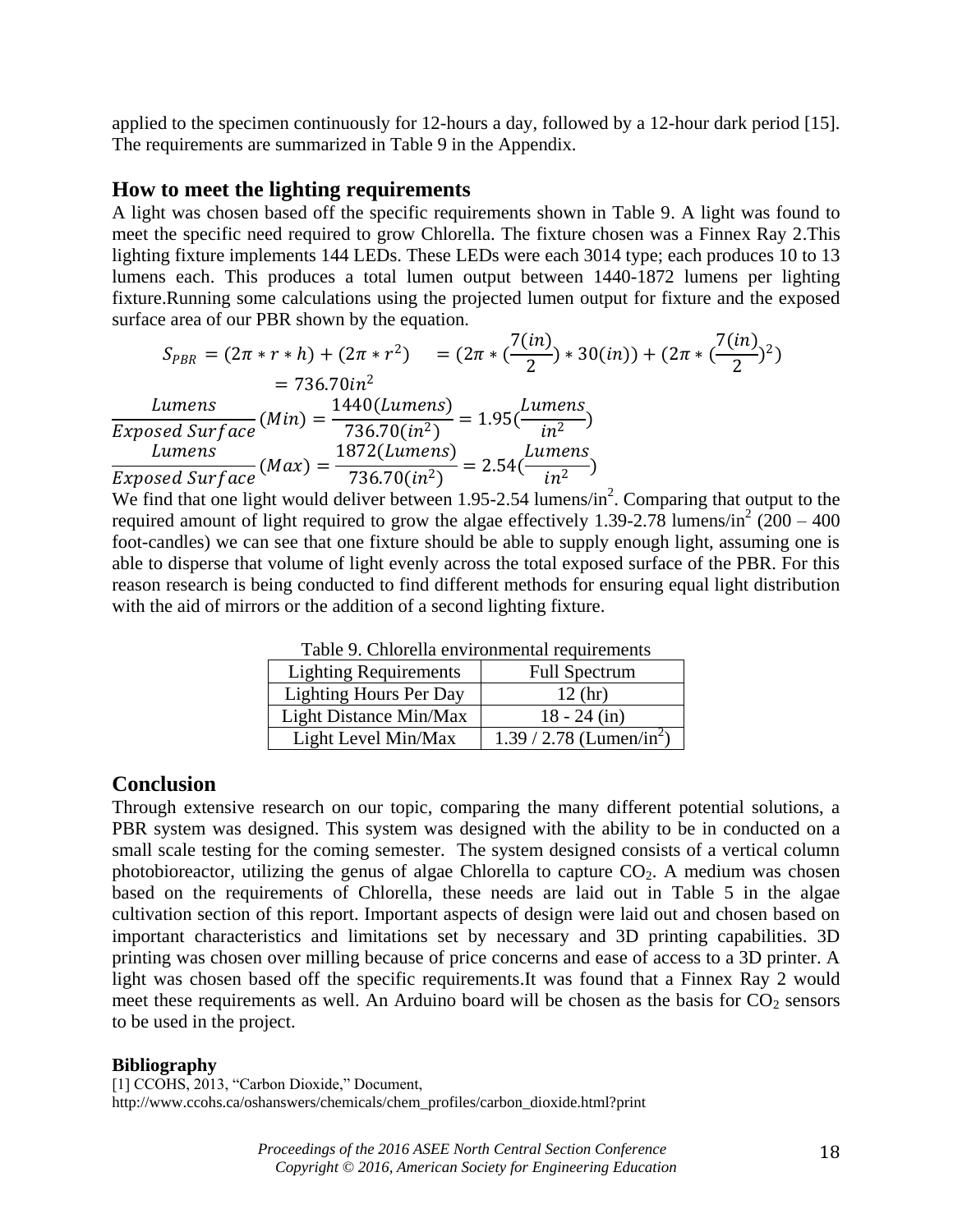applied to the specimen continuously for 12-hours a day, followed by a 12-hour dark period [15]. The requirements are summarized in Table 9 in the Appendix.

## How to meet the lighting requirements

A light was chosen based off the specific requirements shown in Table 9. A light was found to meet the specific need required to grow Chlorella. The fixture chosen was a Finnex Ray 2.This lighting fixture implements 144 LEDs. These LEDs were each 3014 type; each produces 10 to 13 lumens each. This produces a total lumen output between 1440-1872 lumens per lighting fixture.Running some calculations using the projected lumen output for fixture and the exposed surface area of our PBR shown by the equation.

$$S_{PBR} = (2\pi * r * h) + (2\pi * r^2) \quad = (2\pi * (\frac{7(in)}{2}) * 30(in)) + (2\pi * (\frac{7(in)}{2})^2) = 736.70 in^2$$

$$\frac{Lumens}{Exposed\ Surface}(Min) = \frac{1440(Lumens)}{736.70(in^2)} = 1.95(\frac{Lumens}{in^2})$$

$$\frac{Lumens}{Exposed\ Surface}(Max) = \frac{1872(Lumens)}{736.70(in^2)} = 2.54(\frac{Lumens}{in^2})$$

We find that one light would deliver between 1.95-2.54 lumens/$in^2$. Comparing that output to the required amount of light required to grow the algae effectively 1.39-2.78 lumens/$in^2$ (200 – 400 foot-candles) we can see that one fixture should be able to supply enough light, assuming one is able to disperse that volume of light evenly across the total exposed surface of the PBR. For this reason research is being conducted to find different methods for ensuring equal light distribution with the aid of mirrors or the addition of a second lighting fixture.

Table 9. Chlorella environmental requirements

| Lighting Requirements | Full Spectrum |
|---|---|
| Lighting Hours Per Day | 12 (hr) |
| Light Distance Min/Max | 18 - 24 (in) |
| Light Level Min/Max | 1.39 / 2.78 (Lumen/$in^2$) |

## Conclusion

Through extensive research on our topic, comparing the many different potential solutions, a PBR system was designed. This system was designed with the ability to be in conducted on a small scale testing for the coming semester. The system designed consists of a vertical column photobioreactor, utilizing the genus of algae Chlorella to capture $CO_2$. A medium was chosen based on the requirements of Chlorella, these needs are laid out in Table 5 in the algae cultivation section of this report. Important aspects of design were laid out and chosen based on important characteristics and limitations set by necessary and 3D printing capabilities. 3D printing was chosen over milling because of price concerns and ease of access to a 3D printer. A light was chosen based off the specific requirements.It was found that a Finnex Ray 2 would meet these requirements as well. An Arduino board will be chosen as the basis for $CO_2$ sensors to be used in the project.

**Bibliography**

[1] CCOHS, 2013, "Carbon Dioxide," Document, http://www.ccohs.ca/oshanswers/chemicals/chem_profiles/carbon_dioxide.html?print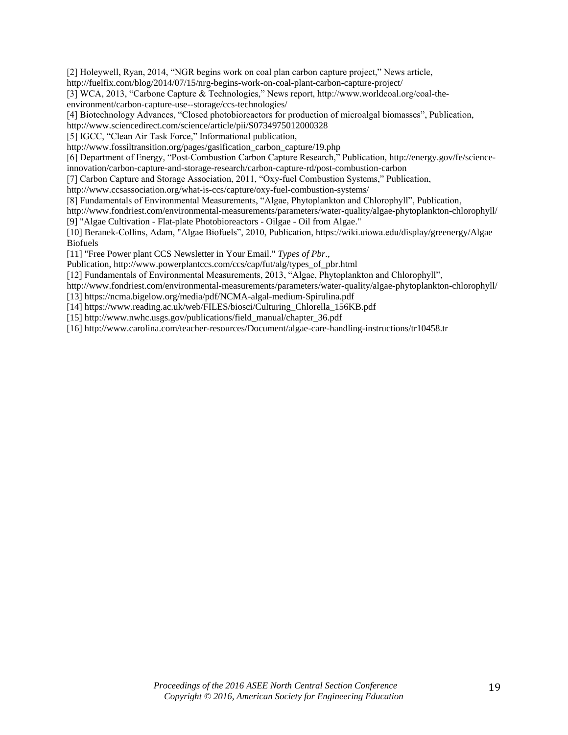[2] Holeywell, Ryan, 2014, "NGR begins work on coal plan carbon capture project," News article, http://fuelfix.com/blog/2014/07/15/nrg-begins-work-on-coal-plant-carbon-capture-project/

[3] WCA, 2013, "Carbone Capture & Technologies," News report, http://www.worldcoal.org/coal-the-environment/carbon-capture-use--storage/ccs-technologies/

[4] Biotechnology Advances, "Closed photobioreactors for production of microalgal biomasses", Publication, http://www.sciencedirect.com/science/article/pii/S0734975012000328

[5] IGCC, "Clean Air Task Force," Informational publication, http://www.fossiltransition.org/pages/gasification_carbon_capture/19.php

[6] Department of Energy, "Post-Combustion Carbon Capture Research," Publication, http://energy.gov/fe/science-innovation/carbon-capture-and-storage-research/carbon-capture-rd/post-combustion-carbon

[7] Carbon Capture and Storage Association, 2011, "Oxy-fuel Combustion Systems," Publication, http://www.ccsassociation.org/what-is-ccs/capture/oxy-fuel-combustion-systems/

[8] Fundamentals of Environmental Measurements, "Algae, Phytoplankton and Chlorophyll", Publication, http://www.fondriest.com/environmental-measurements/parameters/water-quality/algae-phytoplankton-chlorophyll/

[9] "Algae Cultivation - Flat-plate Photobioreactors - Oilgae - Oil from Algae."

[10] Beranek-Collins, Adam, "Algae Biofuels", 2010, Publication, https://wiki.uiowa.edu/display/greenergy/Algae Biofuels

[11] "Free Power plant CCS Newsletter in Your Email." *Types of Pbr*., Publication, http://www.powerplantccs.com/ccs/cap/fut/alg/types_of_pbr.html

[12] Fundamentals of Environmental Measurements, 2013, "Algae, Phytoplankton and Chlorophyll", http://www.fondriest.com/environmental-measurements/parameters/water-quality/algae-phytoplankton-chlorophyll/

[13] https://ncma.bigelow.org/media/pdf/NCMA-algal-medium-Spirulina.pdf

[14] https://www.reading.ac.uk/web/FILES/biosci/Culturing_Chlorella_156KB.pdf

[15] http://www.nwhc.usgs.gov/publications/field_manual/chapter_36.pdf

[16] http://www.carolina.com/teacher-resources/Document/algae-care-handling-instructions/tr10458.tr